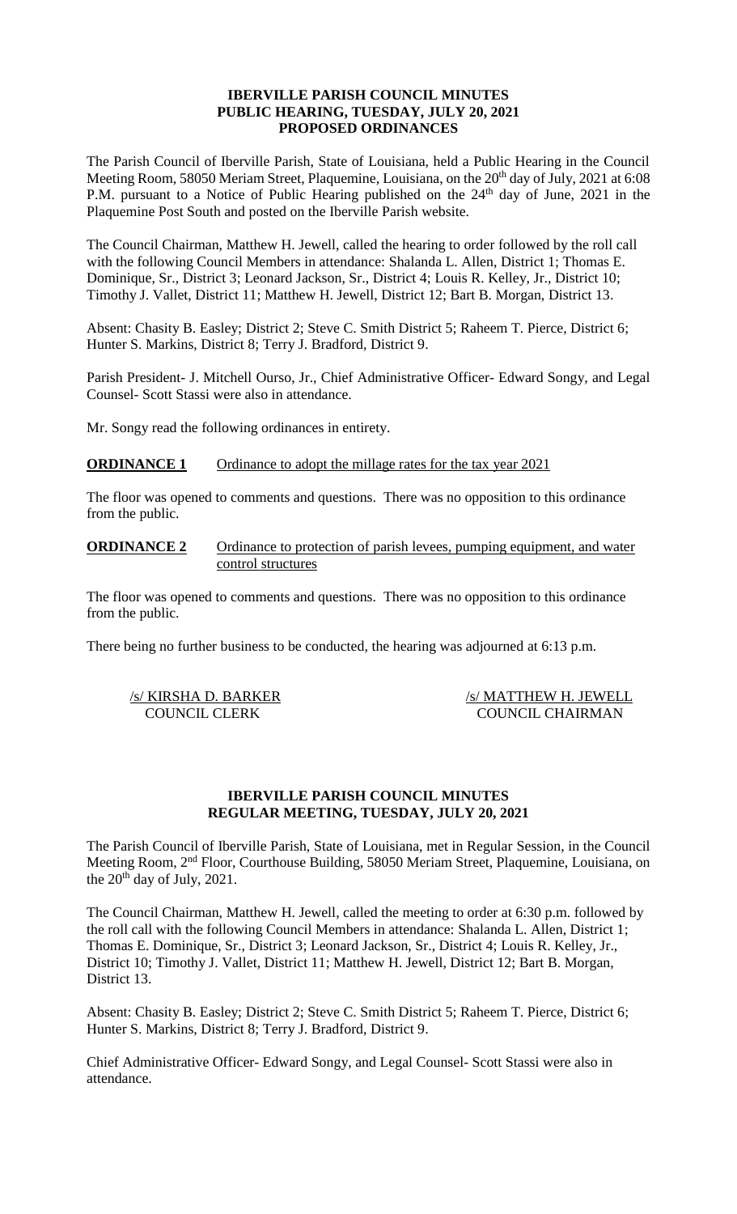# IBERVILLE PARISH COUNCIL MINUTES
## PUBLIC HEARING, TUESDAY, JULY 20, 2021
## PROPOSED ORDINANCES

The Parish Council of Iberville Parish, State of Louisiana, held a Public Hearing in the Council Meeting Room, 58050 Meriam Street, Plaquemine, Louisiana, on the 20th day of July, 2021 at 6:08 P.M. pursuant to a Notice of Public Hearing published on the 24th day of June, 2021 in the Plaquemine Post South and posted on the Iberville Parish website.

The Council Chairman, Matthew H. Jewell, called the hearing to order followed by the roll call with the following Council Members in attendance: Shalanda L. Allen, District 1; Thomas E. Dominique, Sr., District 3; Leonard Jackson, Sr., District 4; Louis R. Kelley, Jr., District 10; Timothy J. Vallet, District 11; Matthew H. Jewell, District 12; Bart B. Morgan, District 13.

Absent: Chasity B. Easley; District 2; Steve C. Smith District 5; Raheem T. Pierce, District 6; Hunter S. Markins, District 8; Terry J. Bradford, District 9.

Parish President- J. Mitchell Ourso, Jr., Chief Administrative Officer- Edward Songy, and Legal Counsel- Scott Stassi were also in attendance.

Mr. Songy read the following ordinances in entirety.

**ORDINANCE 1** Ordinance to adopt the millage rates for the tax year 2021

The floor was opened to comments and questions. There was no opposition to this ordinance from the public.

**ORDINANCE 2** Ordinance to protection of parish levees, pumping equipment, and water control structures

The floor was opened to comments and questions. There was no opposition to this ordinance from the public.

There being no further business to be conducted, the hearing was adjourned at 6:13 p.m.

/s/ KIRSHA D. BARKER
COUNCIL CLERK

/s/ MATTHEW H. JEWELL
COUNCIL CHAIRMAN

# IBERVILLE PARISH COUNCIL MINUTES
## REGULAR MEETING, TUESDAY, JULY 20, 2021

The Parish Council of Iberville Parish, State of Louisiana, met in Regular Session, in the Council Meeting Room, 2nd Floor, Courthouse Building, 58050 Meriam Street, Plaquemine, Louisiana, on the 20th day of July, 2021.

The Council Chairman, Matthew H. Jewell, called the meeting to order at 6:30 p.m. followed by the roll call with the following Council Members in attendance: Shalanda L. Allen, District 1; Thomas E. Dominique, Sr., District 3; Leonard Jackson, Sr., District 4; Louis R. Kelley, Jr., District 10; Timothy J. Vallet, District 11; Matthew H. Jewell, District 12; Bart B. Morgan, District 13.

Absent: Chasity B. Easley; District 2; Steve C. Smith District 5; Raheem T. Pierce, District 6; Hunter S. Markins, District 8; Terry J. Bradford, District 9.

Chief Administrative Officer- Edward Songy, and Legal Counsel- Scott Stassi were also in attendance.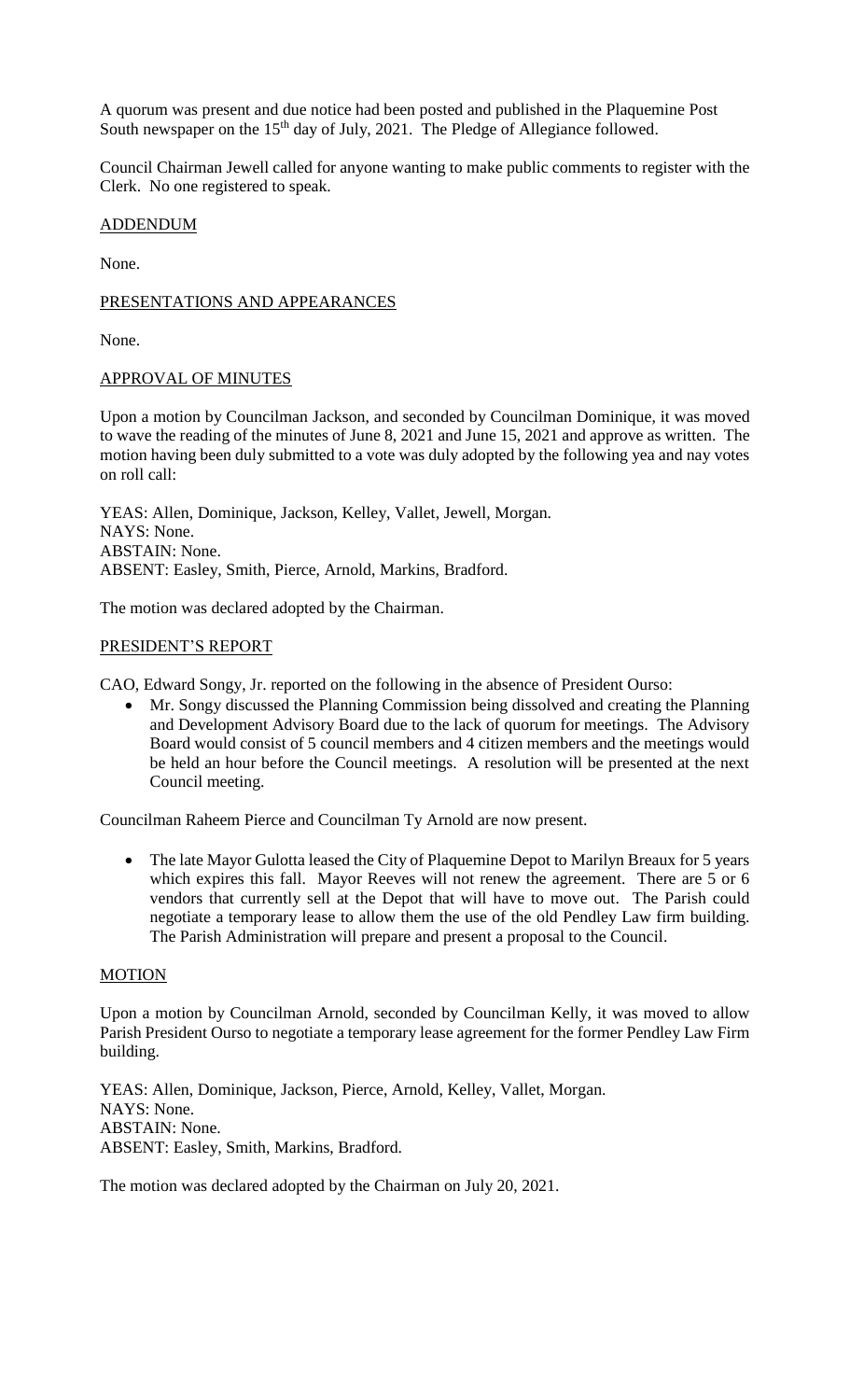A quorum was present and due notice had been posted and published in the Plaquemine Post South newspaper on the 15th day of July, 2021. The Pledge of Allegiance followed.

Council Chairman Jewell called for anyone wanting to make public comments to register with the Clerk. No one registered to speak.

ADDENDUM

None.

PRESENTATIONS AND APPEARANCES

None.

APPROVAL OF MINUTES

Upon a motion by Councilman Jackson, and seconded by Councilman Dominique, it was moved to wave the reading of the minutes of June 8, 2021 and June 15, 2021 and approve as written. The motion having been duly submitted to a vote was duly adopted by the following yea and nay votes on roll call:

YEAS: Allen, Dominique, Jackson, Kelley, Vallet, Jewell, Morgan.
NAYS: None.
ABSTAIN: None.
ABSENT: Easley, Smith, Pierce, Arnold, Markins, Bradford.

The motion was declared adopted by the Chairman.

PRESIDENT'S REPORT

CAO, Edward Songy, Jr. reported on the following in the absence of President Ourso:

- Mr. Songy discussed the Planning Commission being dissolved and creating the Planning and Development Advisory Board due to the lack of quorum for meetings. The Advisory Board would consist of 5 council members and 4 citizen members and the meetings would be held an hour before the Council meetings. A resolution will be presented at the next Council meeting.

Councilman Raheem Pierce and Councilman Ty Arnold are now present.

- The late Mayor Gulotta leased the City of Plaquemine Depot to Marilyn Breaux for 5 years which expires this fall. Mayor Reeves will not renew the agreement. There are 5 or 6 vendors that currently sell at the Depot that will have to move out. The Parish could negotiate a temporary lease to allow them the use of the old Pendley Law firm building. The Parish Administration will prepare and present a proposal to the Council.

MOTION

Upon a motion by Councilman Arnold, seconded by Councilman Kelly, it was moved to allow Parish President Ourso to negotiate a temporary lease agreement for the former Pendley Law Firm building.

YEAS: Allen, Dominique, Jackson, Pierce, Arnold, Kelley, Vallet, Morgan.
NAYS: None.
ABSTAIN: None.
ABSENT: Easley, Smith, Markins, Bradford.

The motion was declared adopted by the Chairman on July 20, 2021.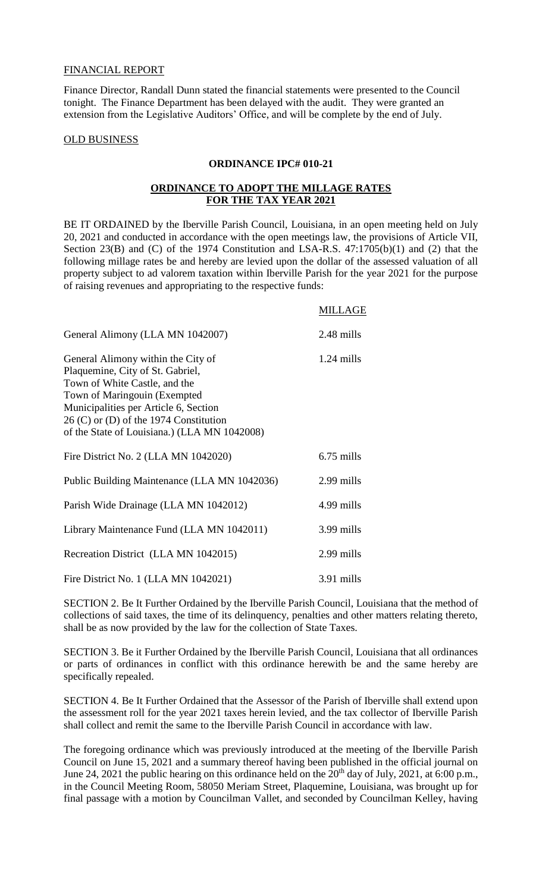## FINANCIAL REPORT

Finance Director, Randall Dunn stated the financial statements were presented to the Council tonight. The Finance Department has been delayed with the audit. They were granted an extension from the Legislative Auditors' Office, and will be complete by the end of July.

## OLD BUSINESS

### ORDINANCE IPC# 010-21

### ORDINANCE TO ADOPT THE MILLAGE RATES FOR THE TAX YEAR 2021

BE IT ORDAINED by the Iberville Parish Council, Louisiana, in an open meeting held on July 20, 2021 and conducted in accordance with the open meetings law, the provisions of Article VII, Section 23(B) and (C) of the 1974 Constitution and LSA-R.S. 47:1705(b)(1) and (2) that the following millage rates be and hereby are levied upon the dollar of the assessed valuation of all property subject to ad valorem taxation within Iberville Parish for the year 2021 for the purpose of raising revenues and appropriating to the respective funds:

| | MILLAGE |
|---|---|
| General Alimony (LLA MN 1042007) | 2.48 mills |
| General Alimony within the City of Plaquemine, City of St. Gabriel, Town of White Castle, and the Town of Maringouin (Exempted Municipalities per Article 6, Section 26 (C) or (D) of the 1974 Constitution of the State of Louisiana.) (LLA MN 1042008) | 1.24 mills |
| Fire District No. 2 (LLA MN 1042020) | 6.75 mills |
| Public Building Maintenance (LLA MN 1042036) | 2.99 mills |
| Parish Wide Drainage (LLA MN 1042012) | 4.99 mills |
| Library Maintenance Fund (LLA MN 1042011) | 3.99 mills |
| Recreation District (LLA MN 1042015) | 2.99 mills |
| Fire District No. 1 (LLA MN 1042021) | 3.91 mills |

SECTION 2. Be It Further Ordained by the Iberville Parish Council, Louisiana that the method of collections of said taxes, the time of its delinquency, penalties and other matters relating thereto, shall be as now provided by the law for the collection of State Taxes.

SECTION 3. Be it Further Ordained by the Iberville Parish Council, Louisiana that all ordinances or parts of ordinances in conflict with this ordinance herewith be and the same hereby are specifically repealed.

SECTION 4. Be It Further Ordained that the Assessor of the Parish of Iberville shall extend upon the assessment roll for the year 2021 taxes herein levied, and the tax collector of Iberville Parish shall collect and remit the same to the Iberville Parish Council in accordance with law.

The foregoing ordinance which was previously introduced at the meeting of the Iberville Parish Council on June 15, 2021 and a summary thereof having been published in the official journal on June 24, 2021 the public hearing on this ordinance held on the 20th day of July, 2021, at 6:00 p.m., in the Council Meeting Room, 58050 Meriam Street, Plaquemine, Louisiana, was brought up for final passage with a motion by Councilman Vallet, and seconded by Councilman Kelley, having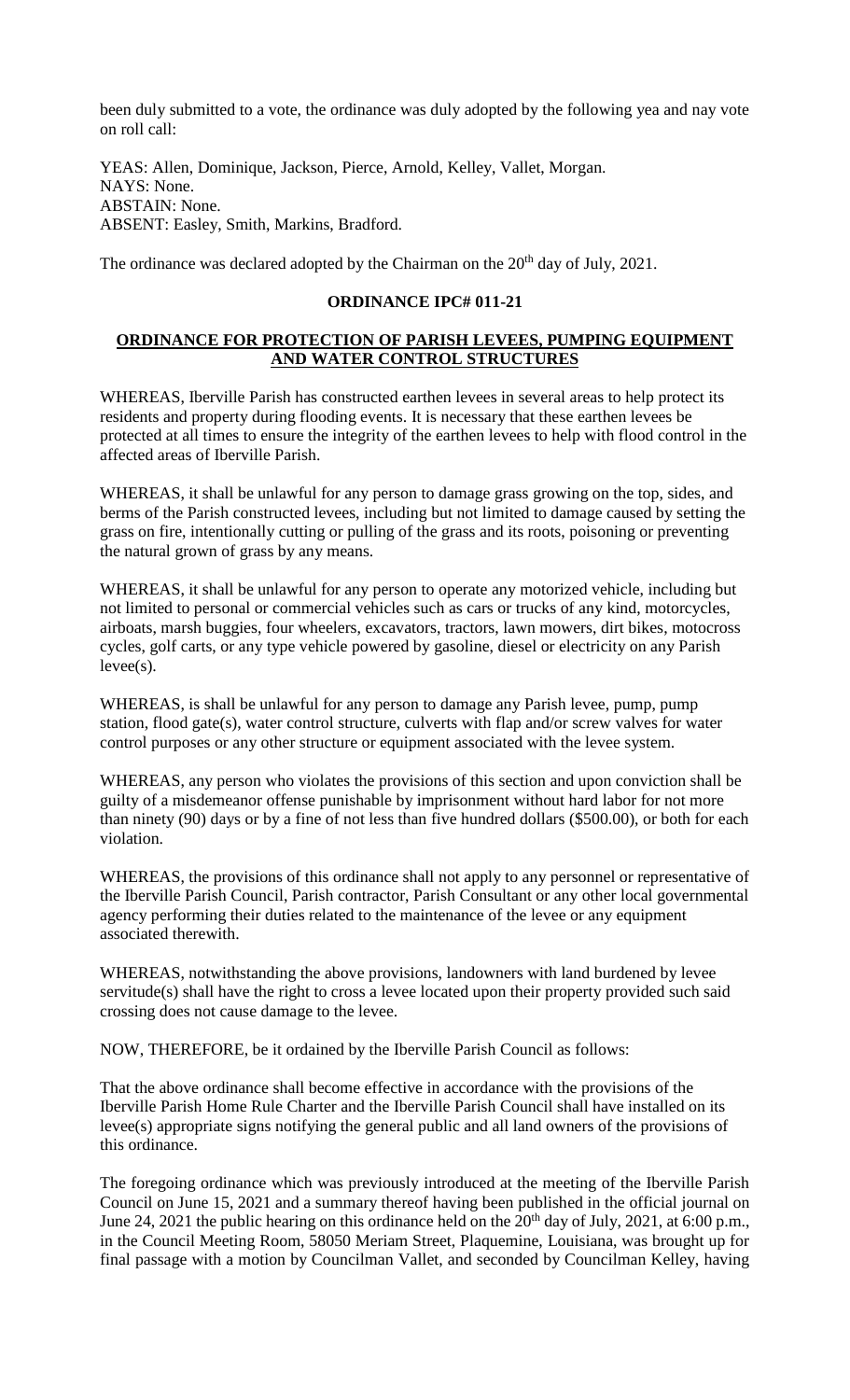been duly submitted to a vote, the ordinance was duly adopted by the following yea and nay vote on roll call:

YEAS: Allen, Dominique, Jackson, Pierce, Arnold, Kelley, Vallet, Morgan.
NAYS: None.
ABSTAIN: None.
ABSENT: Easley, Smith, Markins, Bradford.

The ordinance was declared adopted by the Chairman on the 20th day of July, 2021.

**ORDINANCE IPC# 011-21**

**ORDINANCE FOR PROTECTION OF PARISH LEVEES, PUMPING EQUIPMENT AND WATER CONTROL STRUCTURES**

WHEREAS, Iberville Parish has constructed earthen levees in several areas to help protect its residents and property during flooding events. It is necessary that these earthen levees be protected at all times to ensure the integrity of the earthen levees to help with flood control in the affected areas of Iberville Parish.

WHEREAS, it shall be unlawful for any person to damage grass growing on the top, sides, and berms of the Parish constructed levees, including but not limited to damage caused by setting the grass on fire, intentionally cutting or pulling of the grass and its roots, poisoning or preventing the natural grown of grass by any means.

WHEREAS, it shall be unlawful for any person to operate any motorized vehicle, including but not limited to personal or commercial vehicles such as cars or trucks of any kind, motorcycles, airboats, marsh buggies, four wheelers, excavators, tractors, lawn mowers, dirt bikes, motocross cycles, golf carts, or any type vehicle powered by gasoline, diesel or electricity on any Parish levee(s).

WHEREAS, is shall be unlawful for any person to damage any Parish levee, pump, pump station, flood gate(s), water control structure, culverts with flap and/or screw valves for water control purposes or any other structure or equipment associated with the levee system.

WHEREAS, any person who violates the provisions of this section and upon conviction shall be guilty of a misdemeanor offense punishable by imprisonment without hard labor for not more than ninety (90) days or by a fine of not less than five hundred dollars ($500.00), or both for each violation.

WHEREAS, the provisions of this ordinance shall not apply to any personnel or representative of the Iberville Parish Council, Parish contractor, Parish Consultant or any other local governmental agency performing their duties related to the maintenance of the levee or any equipment associated therewith.

WHEREAS, notwithstanding the above provisions, landowners with land burdened by levee servitude(s) shall have the right to cross a levee located upon their property provided such said crossing does not cause damage to the levee.

NOW, THEREFORE, be it ordained by the Iberville Parish Council as follows:

That the above ordinance shall become effective in accordance with the provisions of the Iberville Parish Home Rule Charter and the Iberville Parish Council shall have installed on its levee(s) appropriate signs notifying the general public and all land owners of the provisions of this ordinance.

The foregoing ordinance which was previously introduced at the meeting of the Iberville Parish Council on June 15, 2021 and a summary thereof having been published in the official journal on June 24, 2021 the public hearing on this ordinance held on the 20th day of July, 2021, at 6:00 p.m., in the Council Meeting Room, 58050 Meriam Street, Plaquemine, Louisiana, was brought up for final passage with a motion by Councilman Vallet, and seconded by Councilman Kelley, having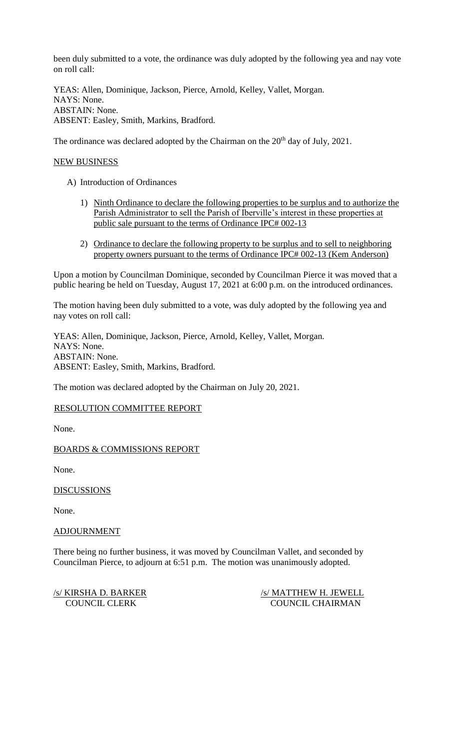been duly submitted to a vote, the ordinance was duly adopted by the following yea and nay vote on roll call:

YEAS: Allen, Dominique, Jackson, Pierce, Arnold, Kelley, Vallet, Morgan.
NAYS: None.
ABSTAIN: None.
ABSENT: Easley, Smith, Markins, Bradford.

The ordinance was declared adopted by the Chairman on the 20th day of July, 2021.

## NEW BUSINESS

A) Introduction of Ordinances

1) Ninth Ordinance to declare the following properties to be surplus and to authorize the Parish Administrator to sell the Parish of Iberville's interest in these properties at public sale pursuant to the terms of Ordinance IPC# 002-13

2) Ordinance to declare the following property to be surplus and to sell to neighboring property owners pursuant to the terms of Ordinance IPC# 002-13 (Kem Anderson)

Upon a motion by Councilman Dominique, seconded by Councilman Pierce it was moved that a public hearing be held on Tuesday, August 17, 2021 at 6:00 p.m. on the introduced ordinances.

The motion having been duly submitted to a vote, was duly adopted by the following yea and nay votes on roll call:

YEAS: Allen, Dominique, Jackson, Pierce, Arnold, Kelley, Vallet, Morgan.
NAYS: None.
ABSTAIN: None.
ABSENT: Easley, Smith, Markins, Bradford.

The motion was declared adopted by the Chairman on July 20, 2021.

## RESOLUTION COMMITTEE REPORT

None.

## BOARDS & COMMISSIONS REPORT

None.

## DISCUSSIONS

None.

## ADJOURNMENT

There being no further business, it was moved by Councilman Vallet, and seconded by Councilman Pierce, to adjourn at 6:51 p.m. The motion was unanimously adopted.

/s/ KIRSHA D. BARKER
COUNCIL CLERK

/s/ MATTHEW H. JEWELL
COUNCIL CHAIRMAN